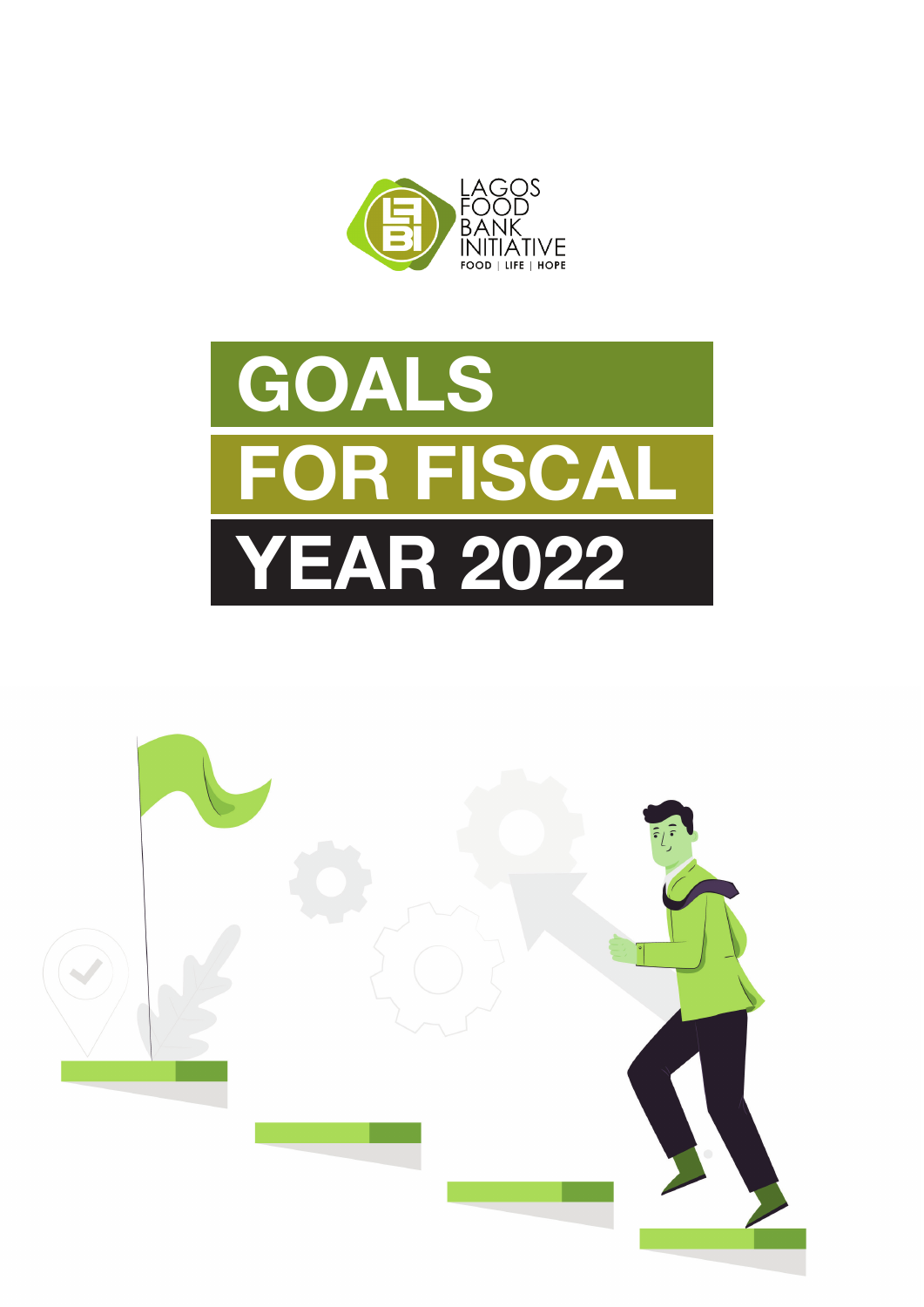LAGOS FOOD BANK INITIATIVE

FOOD | LIFE | HOPE

# GOALS FOR FISCAL YEAR 2022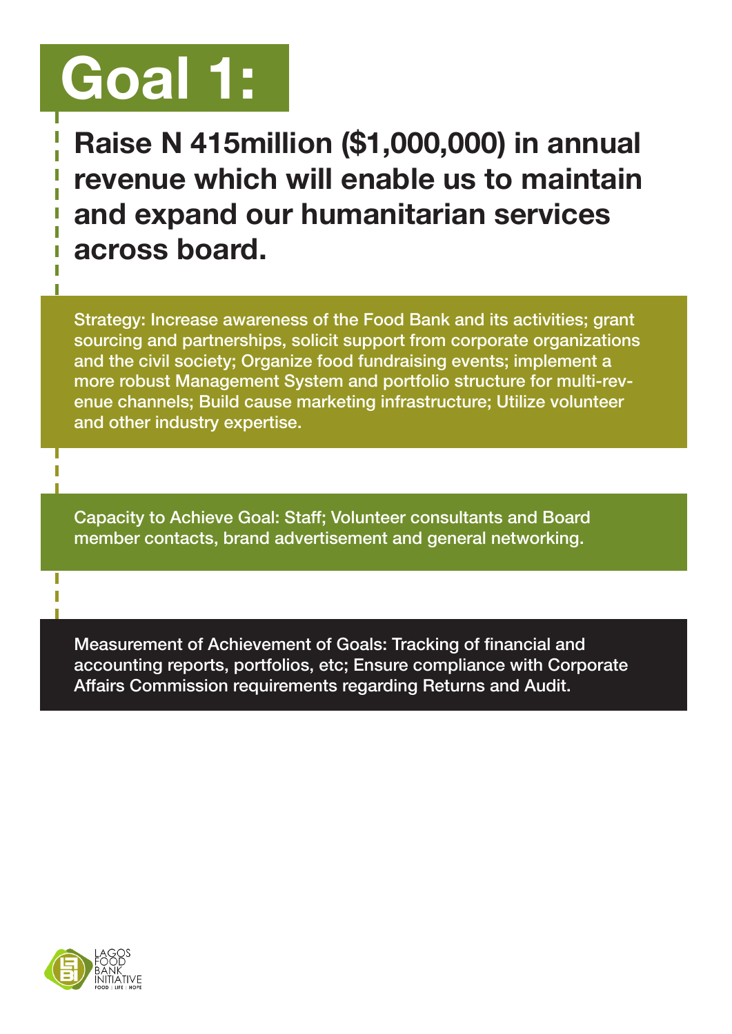# Goal 1:

## Raise N 415million ($1,000,000) in annual revenue which will enable us to maintain and expand our humanitarian services across board.

Strategy: Increase awareness of the Food Bank and its activities; grant sourcing and partnerships, solicit support from corporate organizations and the civil society; Organize food fundraising events; implement a more robust Management System and portfolio structure for multi-revenue channels; Build cause marketing infrastructure; Utilize volunteer and other industry expertise.

Capacity to Achieve Goal: Staff; Volunteer consultants and Board member contacts, brand advertisement and general networking.

Measurement of Achievement of Goals: Tracking of financial and accounting reports, portfolios, etc; Ensure compliance with Corporate Affairs Commission requirements regarding Returns and Audit.

LAGOS FOOD BANK INITIATIVE
FOOD | LIFE | HOPE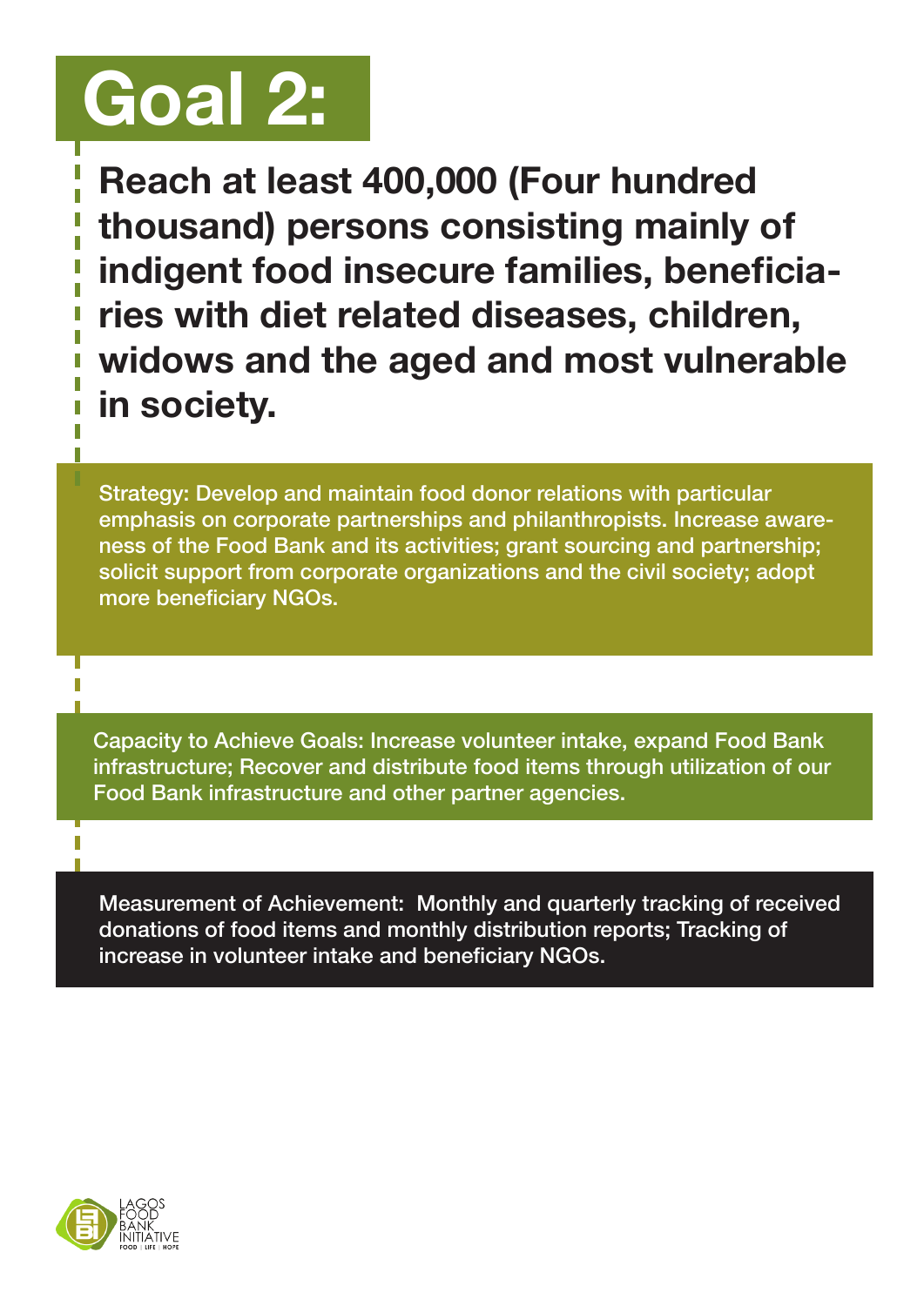# Goal 2:

**Reach at least 400,000 (Four hundred thousand) persons consisting mainly of indigent food insecure families, beneficiaries with diet related diseases, children, widows and the aged and most vulnerable in society.**

Strategy: Develop and maintain food donor relations with particular emphasis on corporate partnerships and philanthropists. Increase awareness of the Food Bank and its activities; grant sourcing and partnership; solicit support from corporate organizations and the civil society; adopt more beneficiary NGOs.

Capacity to Achieve Goals: Increase volunteer intake, expand Food Bank infrastructure; Recover and distribute food items through utilization of our Food Bank infrastructure and other partner agencies.

Measurement of Achievement: Monthly and quarterly tracking of received donations of food items and monthly distribution reports; Tracking of increase in volunteer intake and beneficiary NGOs.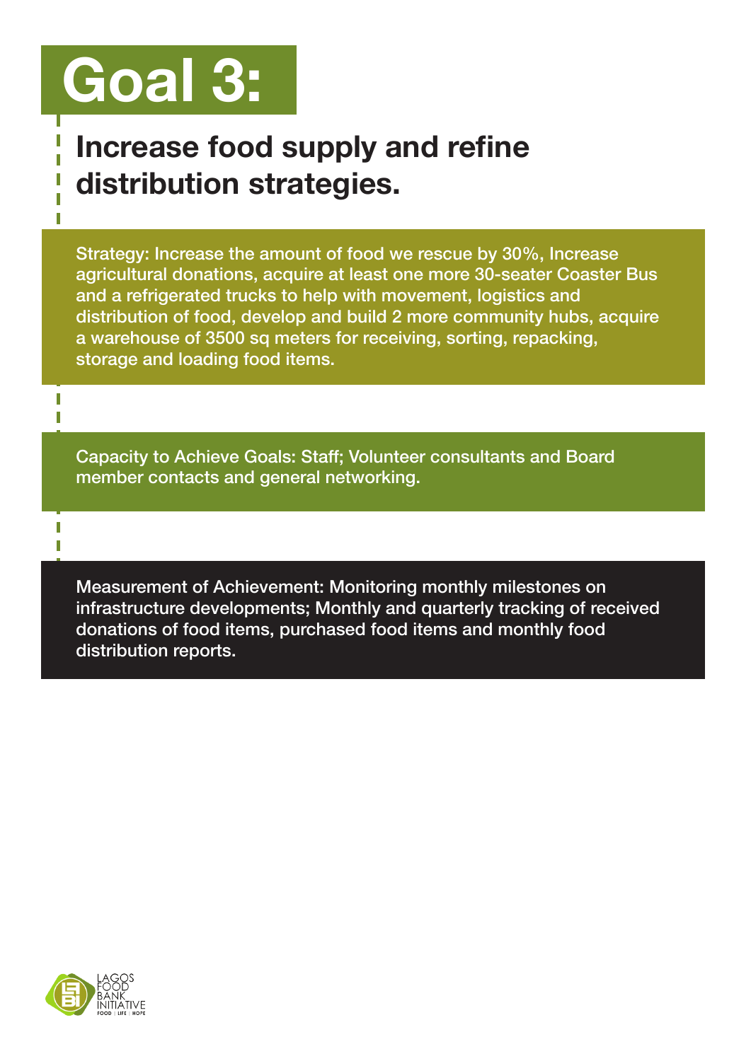# Goal 3:

## Increase food supply and refine distribution strategies.

Strategy: Increase the amount of food we rescue by 30%, Increase agricultural donations, acquire at least one more 30-seater Coaster Bus and a refrigerated trucks to help with movement, logistics and distribution of food, develop and build 2 more community hubs, acquire a warehouse of 3500 sq meters for receiving, sorting, repacking, storage and loading food items.

Capacity to Achieve Goals: Staff; Volunteer consultants and Board member contacts and general networking.

Measurement of Achievement: Monitoring monthly milestones on infrastructure developments; Monthly and quarterly tracking of received donations of food items, purchased food items and monthly food distribution reports.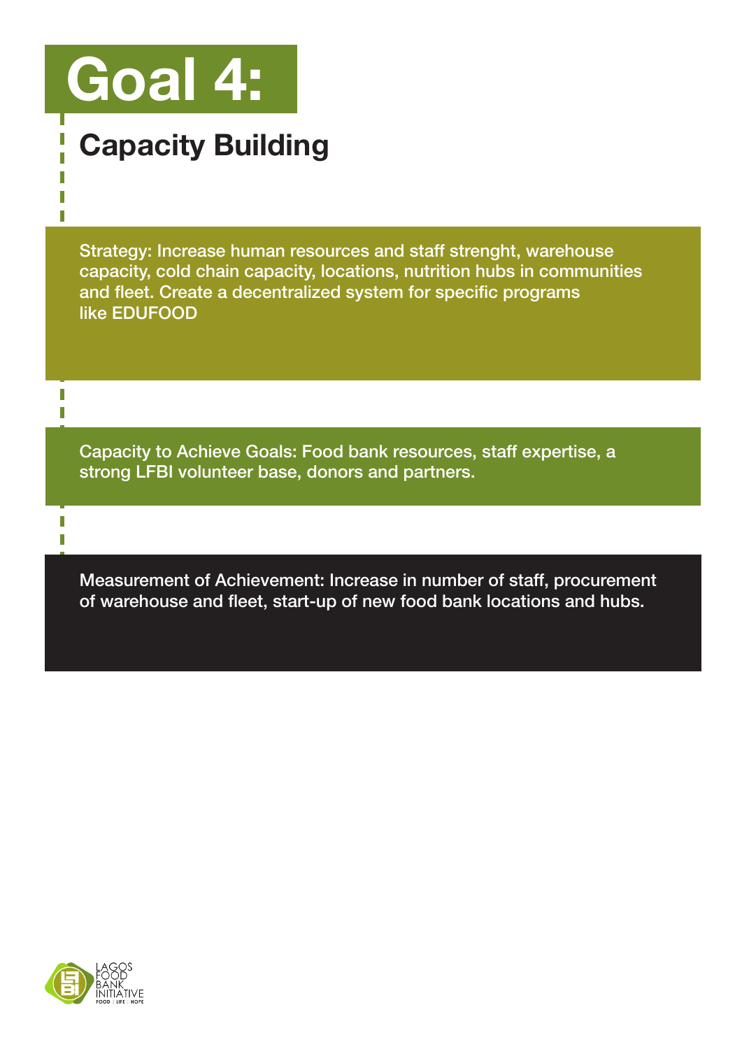# Goal 4:

## Capacity Building

Strategy: Increase human resources and staff strenght, warehouse capacity, cold chain capacity, locations, nutrition hubs in communities and fleet. Create a decentralized system for specific programs like EDUFOOD

Capacity to Achieve Goals: Food bank resources, staff expertise, a strong LFBI volunteer base, donors and partners.

Measurement of Achievement: Increase in number of staff, procurement of warehouse and fleet, start-up of new food bank locations and hubs.

LAGOS FOOD BANK INITIATIVE
FOOD | LIFE | HOPE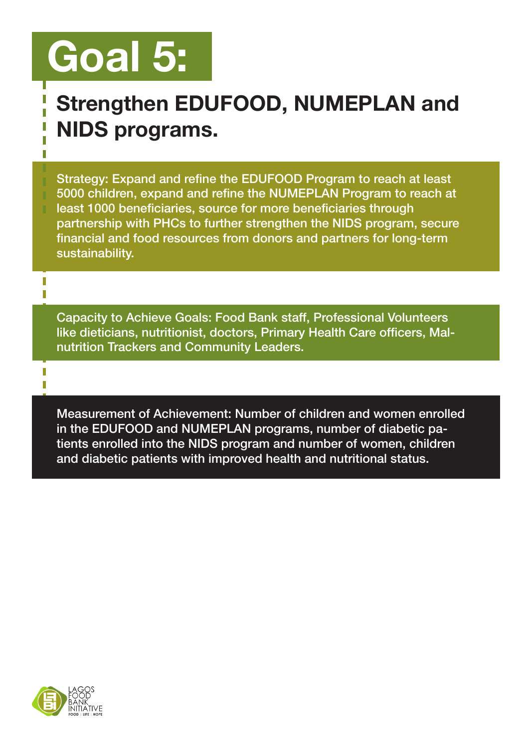# Goal 5:

## Strengthen EDUFOOD, NUMEPLAN and NIDS programs.

Strategy: Expand and refine the EDUFOOD Program to reach at least 5000 children, expand and refine the NUMEPLAN Program to reach at least 1000 beneficiaries, source for more beneficiaries through partnership with PHCs to further strengthen the NIDS program, secure financial and food resources from donors and partners for long-term sustainability.

Capacity to Achieve Goals: Food Bank staff, Professional Volunteers like dieticians, nutritionist, doctors, Primary Health Care officers, Malnutrition Trackers and Community Leaders.

Measurement of Achievement: Number of children and women enrolled in the EDUFOOD and NUMEPLAN programs, number of diabetic patients enrolled into the NIDS program and number of women, children and diabetic patients with improved health and nutritional status.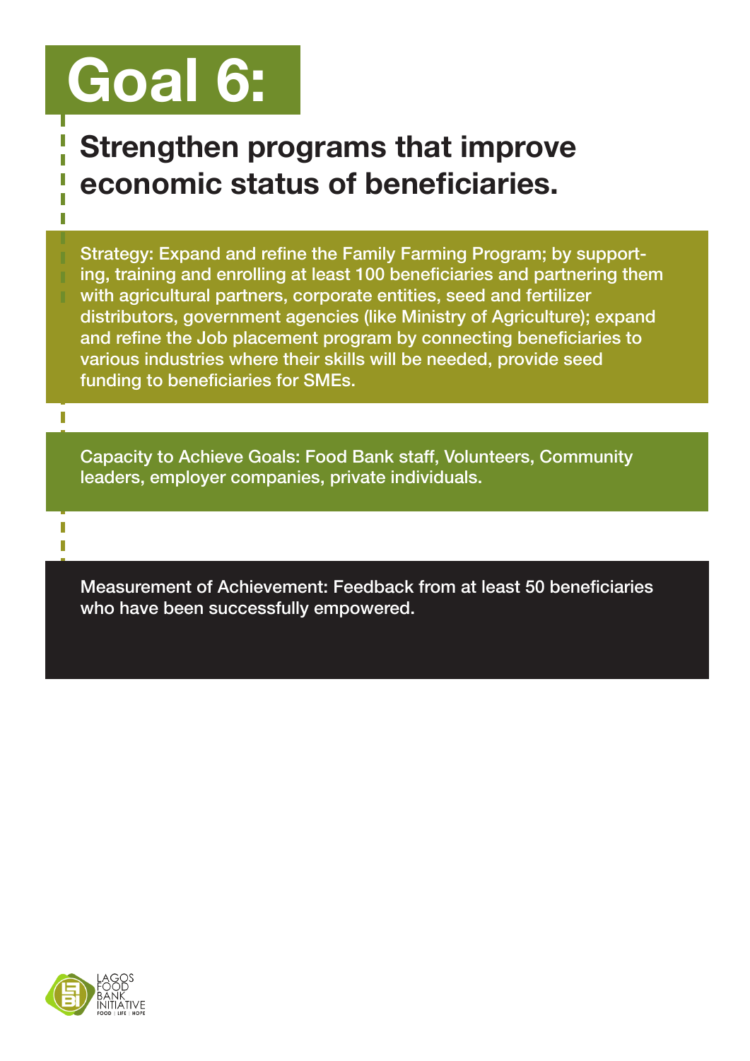# Goal 6:

## Strengthen programs that improve economic status of beneficiaries.

Strategy: Expand and refine the Family Farming Program; by supporting, training and enrolling at least 100 beneficiaries and partnering them with agricultural partners, corporate entities, seed and fertilizer distributors, government agencies (like Ministry of Agriculture); expand and refine the Job placement program by connecting beneficiaries to various industries where their skills will be needed, provide seed funding to beneficiaries for SMEs.

Capacity to Achieve Goals: Food Bank staff, Volunteers, Community leaders, employer companies, private individuals.

Measurement of Achievement: Feedback from at least 50 beneficiaries who have been successfully empowered.

LAGOS FOOD BANK INITIATIVE
FOOD | LIFE | HOPE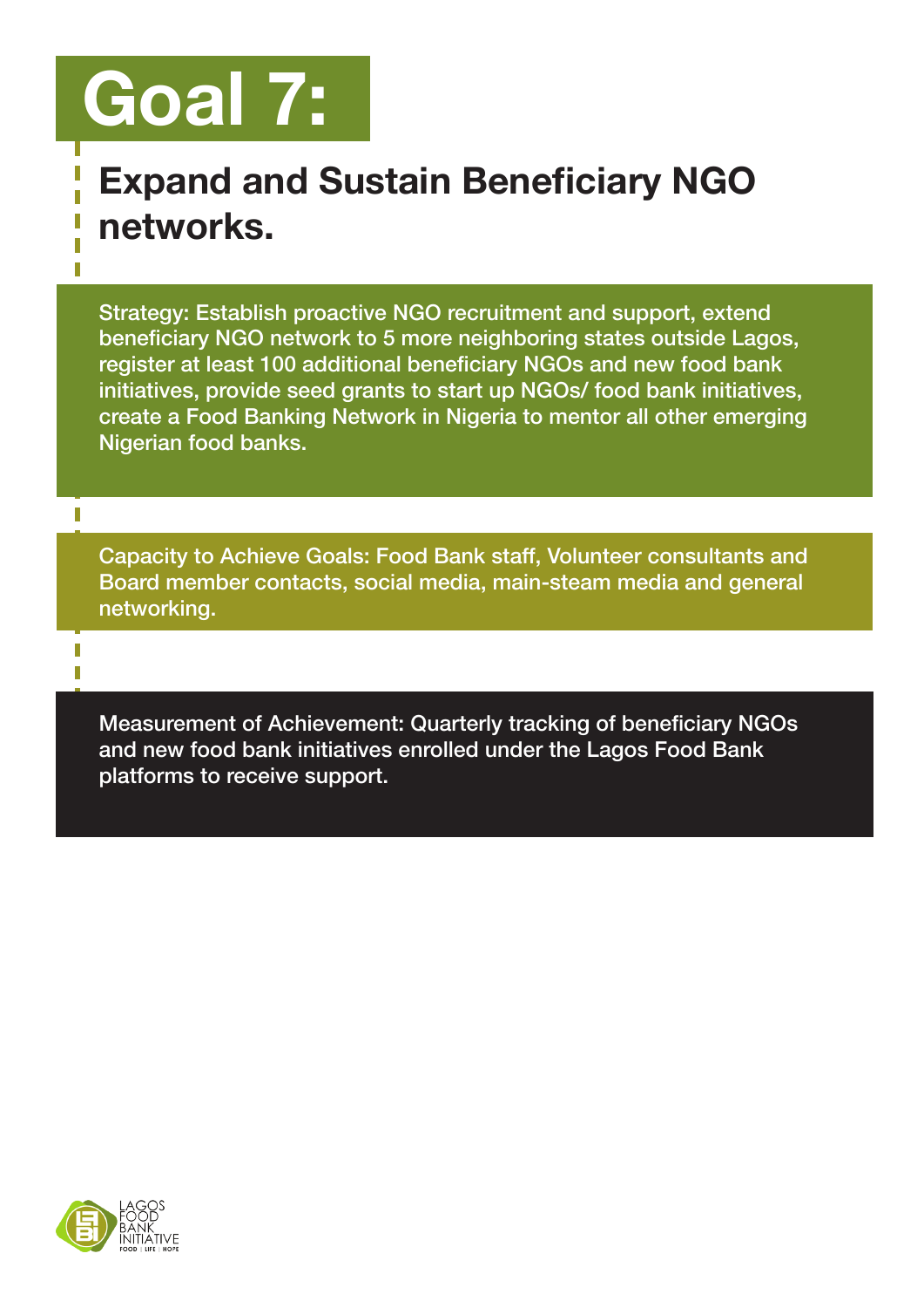# Goal 7:

## Expand and Sustain Beneficiary NGO networks.

Strategy: Establish proactive NGO recruitment and support, extend beneficiary NGO network to 5 more neighboring states outside Lagos, register at least 100 additional beneficiary NGOs and new food bank initiatives, provide seed grants to start up NGOs/ food bank initiatives, create a Food Banking Network in Nigeria to mentor all other emerging Nigerian food banks.

Capacity to Achieve Goals: Food Bank staff, Volunteer consultants and Board member contacts, social media, main-steam media and general networking.

Measurement of Achievement: Quarterly tracking of beneficiary NGOs and new food bank initiatives enrolled under the Lagos Food Bank platforms to receive support.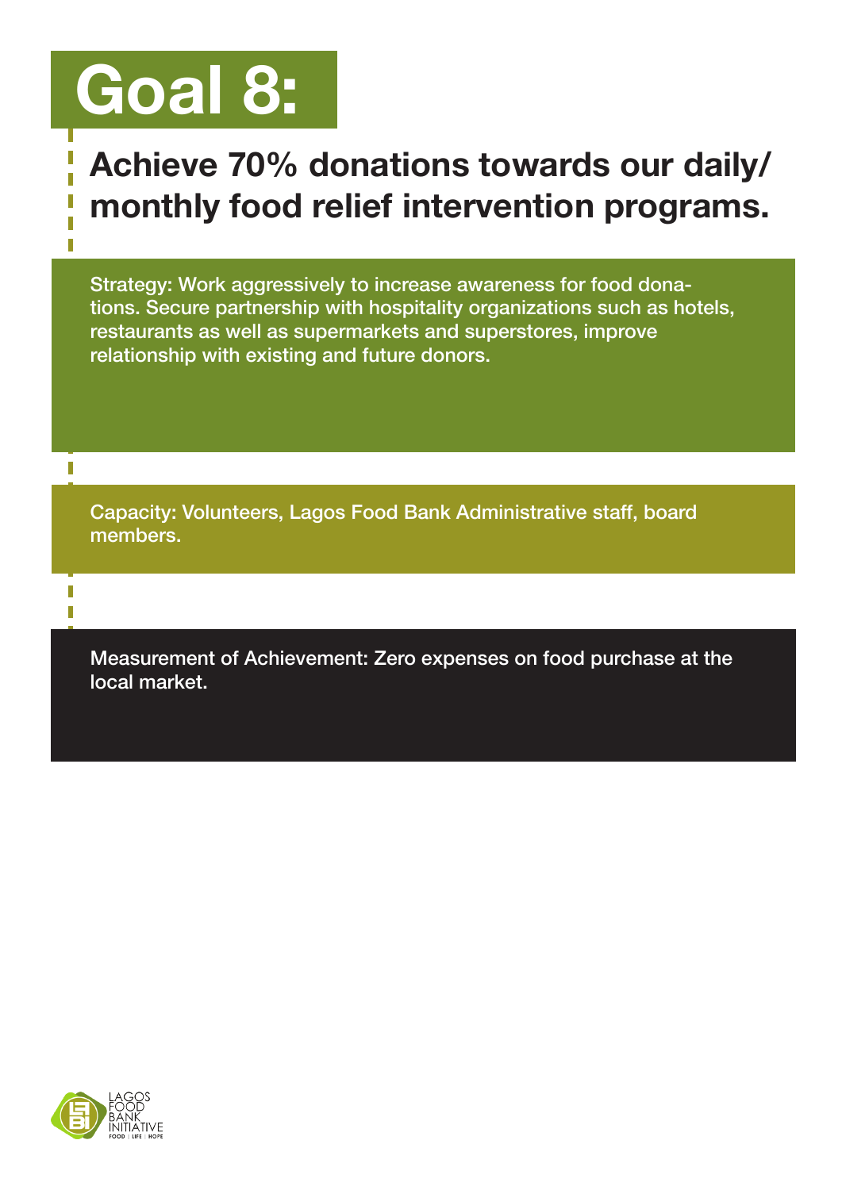# Goal 8:

## Achieve 70% donations towards our daily/ monthly food relief intervention programs.

Strategy: Work aggressively to increase awareness for food donations. Secure partnership with hospitality organizations such as hotels, restaurants as well as supermarkets and superstores, improve relationship with existing and future donors.

Capacity: Volunteers, Lagos Food Bank Administrative staff, board members.

Measurement of Achievement: Zero expenses on food purchase at the local market.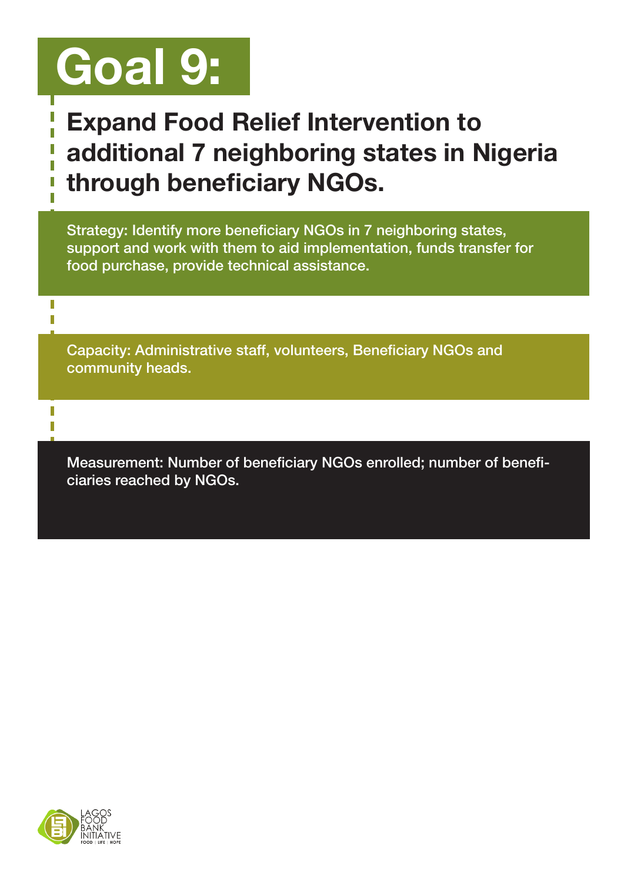# Goal 9:

## Expand Food Relief Intervention to additional 7 neighboring states in Nigeria through beneficiary NGOs.

Strategy: Identify more beneficiary NGOs in 7 neighboring states, support and work with them to aid implementation, funds transfer for food purchase, provide technical assistance.

Capacity: Administrative staff, volunteers, Beneficiary NGOs and community heads.

Measurement: Number of beneficiary NGOs enrolled; number of beneficiaries reached by NGOs.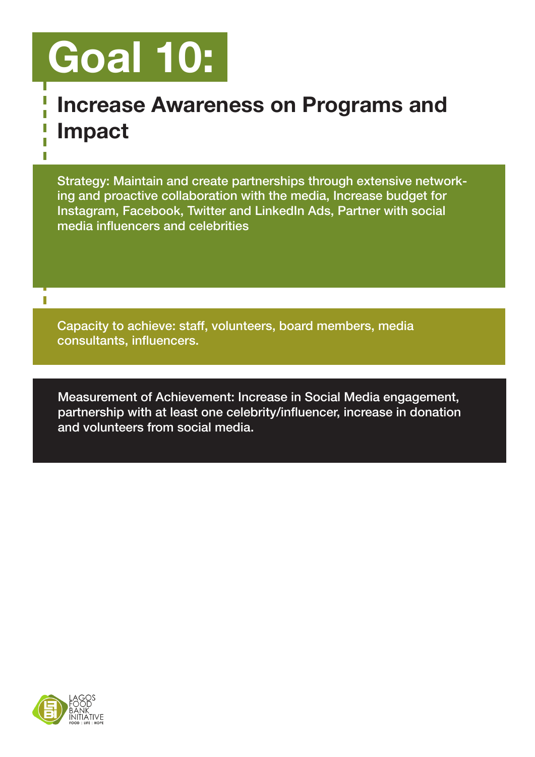# Goal 10:

## Increase Awareness on Programs and Impact

Strategy: Maintain and create partnerships through extensive networking and proactive collaboration with the media, Increase budget for Instagram, Facebook, Twitter and LinkedIn Ads, Partner with social media influencers and celebrities

Capacity to achieve: staff, volunteers, board members, media consultants, influencers.

Measurement of Achievement: Increase in Social Media engagement, partnership with at least one celebrity/influencer, increase in donation and volunteers from social media.

LAGOS FOOD BANK INITIATIVE
FOOD | LIFE | HOPE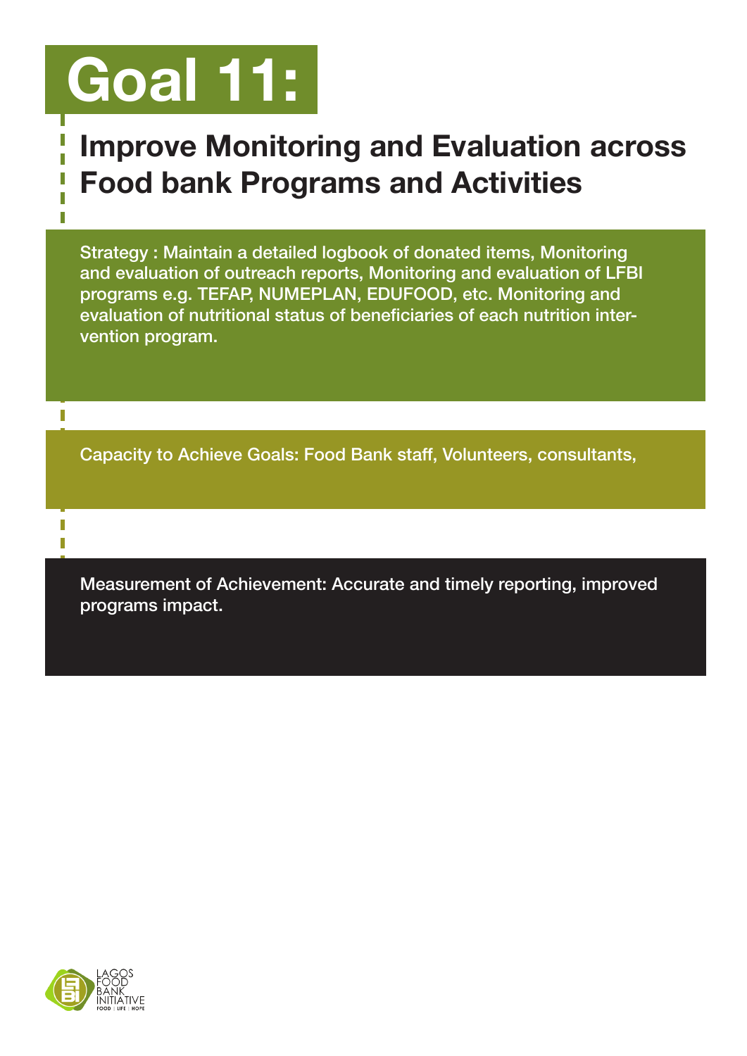# Goal 11:

## Improve Monitoring and Evaluation across Food bank Programs and Activities

Strategy : Maintain a detailed logbook of donated items, Monitoring and evaluation of outreach reports, Monitoring and evaluation of LFBI programs e.g. TEFAP, NUMEPLAN, EDUFOOD, etc. Monitoring and evaluation of nutritional status of beneficiaries of each nutrition intervention program.

Capacity to Achieve Goals: Food Bank staff, Volunteers, consultants,

Measurement of Achievement: Accurate and timely reporting, improved programs impact.

LAGOS FOOD BANK INITIATIVE
FOOD | LIFE | HOPE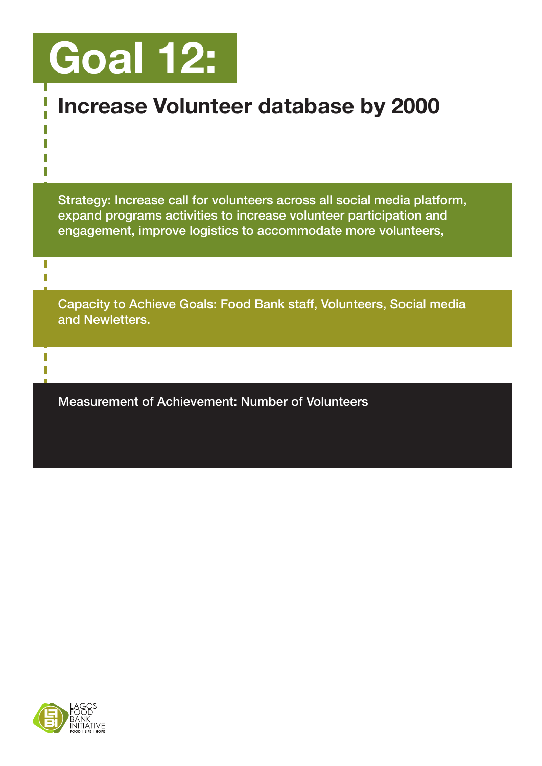# Goal 12:

## Increase Volunteer database by 2000

Strategy: Increase call for volunteers across all social media platform, expand programs activities to increase volunteer participation and engagement, improve logistics to accommodate more volunteers,

Capacity to Achieve Goals: Food Bank staff, Volunteers, Social media and Newletters.

Measurement of Achievement: Number of Volunteers

LAGOS FOOD BANK INITIATIVE
FOOD | LIFE | HOPE